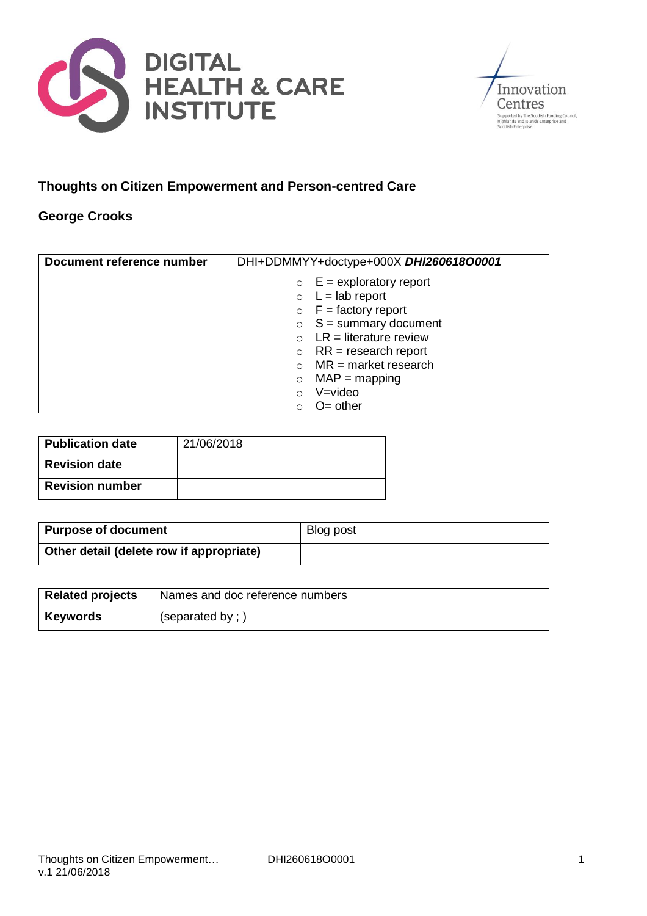DIGITAL HEALTH & CARE INSTITUTE

Innovation Centres

Supported by The Scottish Funding Council, Highlands and Islands Enterprise and Scottish Enterprise.

# Thoughts on Citizen Empowerment and Person-centred Care

## George Crooks

| Document reference number | DHI+DDMMYY+doctype+000X ***DHI260618O0001*** |
|---|---|
| | ○ E = exploratory report<br>○ L = lab report<br>○ F = factory report<br>○ S = summary document<br>○ LR = literature review<br>○ RR = research report<br>○ MR = market research<br>○ MAP = mapping<br>○ V=video<br>○ O= other |

| Publication date | 21/06/2018 |
|---|---|
| **Revision date** | |
| **Revision number** | |

| Purpose of document | Blog post |
|---|---|
| **Other detail (delete row if appropriate)** | |

| Related projects | Names and doc reference numbers |
|---|---|
| **Keywords** | (separated by ; ) |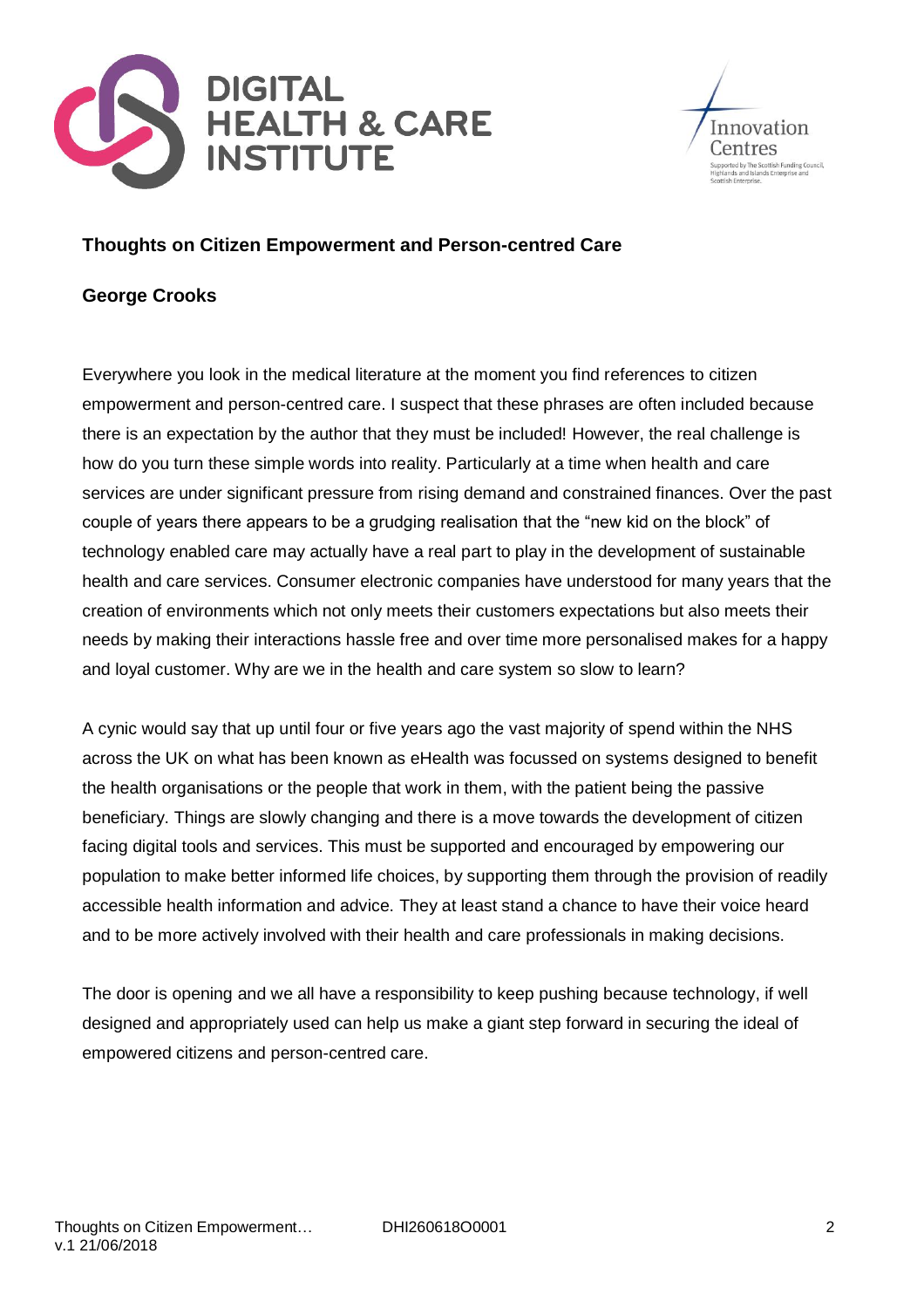**Thoughts on Citizen Empowerment and Person-centred Care**

**George Crooks**

Everywhere you look in the medical literature at the moment you find references to citizen empowerment and person-centred care. I suspect that these phrases are often included because there is an expectation by the author that they must be included! However, the real challenge is how do you turn these simple words into reality. Particularly at a time when health and care services are under significant pressure from rising demand and constrained finances. Over the past couple of years there appears to be a grudging realisation that the "new kid on the block" of technology enabled care may actually have a real part to play in the development of sustainable health and care services. Consumer electronic companies have understood for many years that the creation of environments which not only meets their customers expectations but also meets their needs by making their interactions hassle free and over time more personalised makes for a happy and loyal customer. Why are we in the health and care system so slow to learn?

A cynic would say that up until four or five years ago the vast majority of spend within the NHS across the UK on what has been known as eHealth was focussed on systems designed to benefit the health organisations or the people that work in them, with the patient being the passive beneficiary. Things are slowly changing and there is a move towards the development of citizen facing digital tools and services. This must be supported and encouraged by empowering our population to make better informed life choices, by supporting them through the provision of readily accessible health information and advice. They at least stand a chance to have their voice heard and to be more actively involved with their health and care professionals in making decisions.

The door is opening and we all have a responsibility to keep pushing because technology, if well designed and appropriately used can help us make a giant step forward in securing the ideal of empowered citizens and person-centred care.